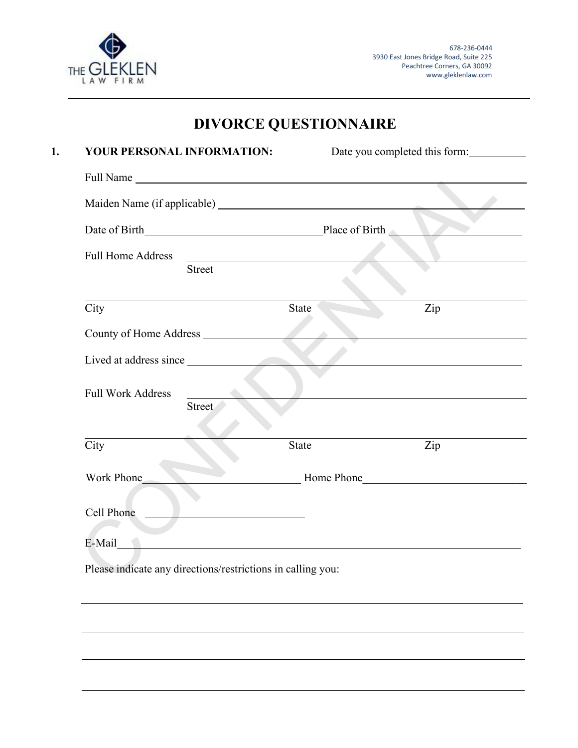THE GLEKLEN LAW FIRM

678-236-0444
3930 East Jones Bridge Road, Suite 225
Peachtree Corners, GA 30092
www.gleklenlaw.com

# DIVORCE QUESTIONNAIRE

**1. YOUR PERSONAL INFORMATION:** Date you completed this form:__________

Full Name ____________________________________________________________

Maiden Name (if applicable) ____________________________________________

Date of Birth______________________________Place of Birth ____________________

Full Home Address ______________________________________________________
Street

_____________________________________________________________________
City State Zip

County of Home Address _________________________________________________

Lived at address since ___________________________________________________

Full Work Address ______________________________________________________
Street

_____________________________________________________________________
City State Zip

Work Phone__________________________ Home Phone___________________________

Cell Phone __________________________

E-Mail________________________________________________________________

Please indicate any directions/restrictions in calling you:

_____________________________________________________________________

_____________________________________________________________________

_____________________________________________________________________

_____________________________________________________________________

CONFIDENTIAL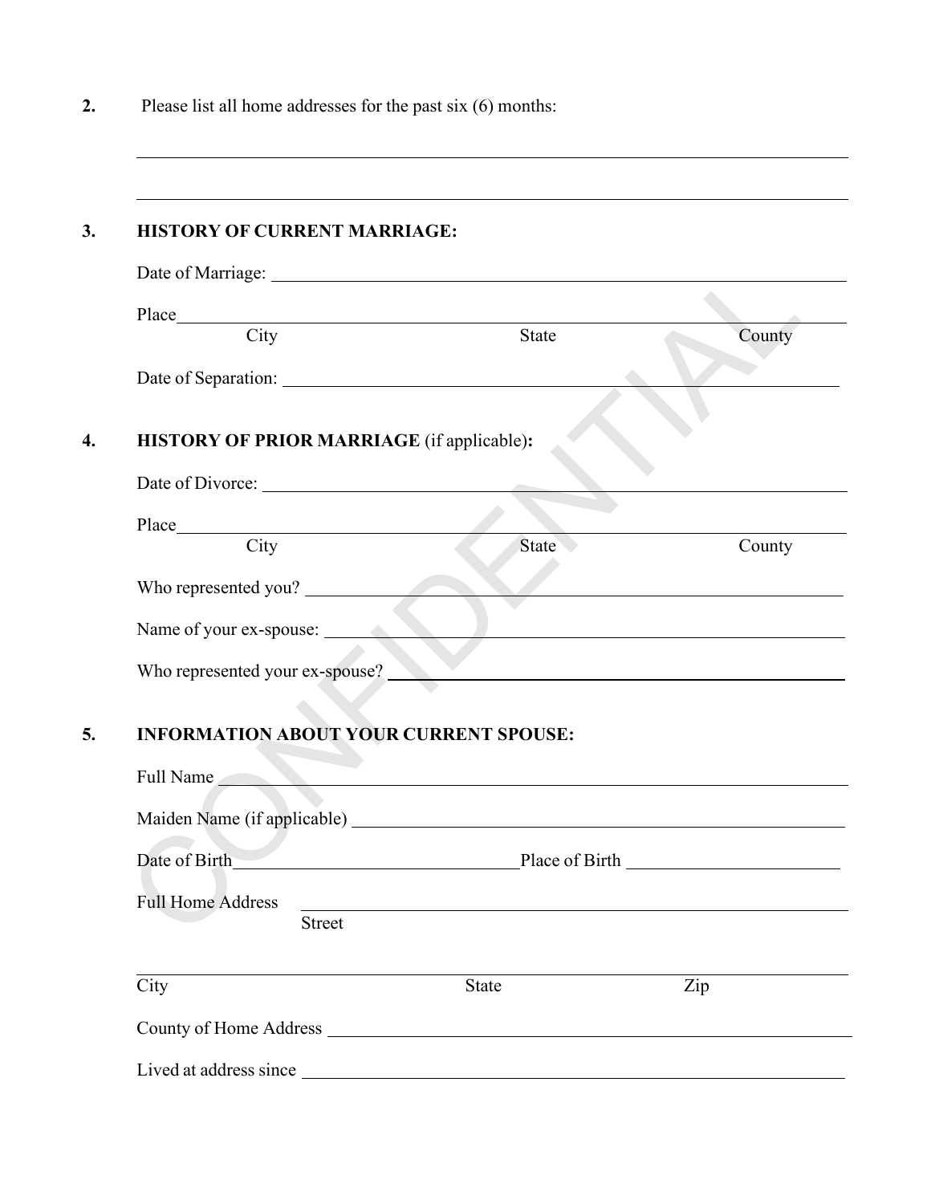2. Please list all home addresses for the past six (6) months:

\_\_\_\_\_\_\_\_\_\_\_\_\_\_\_\_\_\_\_\_\_\_\_\_\_\_\_\_\_\_\_\_\_\_\_\_\_\_\_\_\_\_\_\_\_\_\_\_\_\_\_\_\_\_\_\_\_\_\_\_

\_\_\_\_\_\_\_\_\_\_\_\_\_\_\_\_\_\_\_\_\_\_\_\_\_\_\_\_\_\_\_\_\_\_\_\_\_\_\_\_\_\_\_\_\_\_\_\_\_\_\_\_\_\_\_\_\_\_\_\_

3. **HISTORY OF CURRENT MARRIAGE:**

Date of Marriage: \_\_\_\_\_\_\_\_\_\_\_\_\_\_\_\_\_\_\_\_\_\_\_\_\_\_\_\_\_\_\_\_\_\_\_\_\_\_\_\_

Place\_\_\_\_\_\_\_\_\_\_\_\_\_\_\_\_\_\_\_\_\_\_\_\_\_\_\_\_\_\_\_\_\_\_\_\_\_\_\_\_\_\_\_\_\_\_\_\_\_\_\_\_

City State County

Date of Separation: \_\_\_\_\_\_\_\_\_\_\_\_\_\_\_\_\_\_\_\_\_\_\_\_\_\_\_\_\_\_\_\_\_\_\_\_\_\_\_\_

4. **HISTORY OF PRIOR MARRIAGE** (if applicable)**:**

Date of Divorce: \_\_\_\_\_\_\_\_\_\_\_\_\_\_\_\_\_\_\_\_\_\_\_\_\_\_\_\_\_\_\_\_\_\_\_\_\_\_\_\_

Place\_\_\_\_\_\_\_\_\_\_\_\_\_\_\_\_\_\_\_\_\_\_\_\_\_\_\_\_\_\_\_\_\_\_\_\_\_\_\_\_\_\_\_\_\_\_\_\_\_\_\_\_

City State County

Who represented you? \_\_\_\_\_\_\_\_\_\_\_\_\_\_\_\_\_\_\_\_\_\_\_\_\_\_\_\_\_\_\_\_\_\_\_\_\_\_\_\_

Name of your ex-spouse: \_\_\_\_\_\_\_\_\_\_\_\_\_\_\_\_\_\_\_\_\_\_\_\_\_\_\_\_\_\_\_\_\_\_\_\_\_\_\_\_

Who represented your ex-spouse? \_\_\_\_\_\_\_\_\_\_\_\_\_\_\_\_\_\_\_\_\_\_\_\_\_\_\_\_\_\_\_\_\_\_\_\_\_\_\_\_

5. **INFORMATION ABOUT YOUR CURRENT SPOUSE:**

Full Name \_\_\_\_\_\_\_\_\_\_\_\_\_\_\_\_\_\_\_\_\_\_\_\_\_\_\_\_\_\_\_\_\_\_\_\_\_\_\_\_

Maiden Name (if applicable) \_\_\_\_\_\_\_\_\_\_\_\_\_\_\_\_\_\_\_\_\_\_\_\_\_\_\_\_\_\_\_\_\_\_\_\_\_\_\_\_

Date of Birth\_\_\_\_\_\_\_\_\_\_\_\_\_\_\_\_\_\_\_\_\_\_\_\_ Place of Birth \_\_\_\_\_\_\_\_\_\_\_\_\_\_\_\_\_\_\_\_\_\_\_\_

Full Home Address \_\_\_\_\_\_\_\_\_\_\_\_\_\_\_\_\_\_\_\_\_\_\_\_\_\_\_\_\_\_\_\_\_\_\_\_\_\_\_\_

Street

\_\_\_\_\_\_\_\_\_\_\_\_\_\_\_\_\_\_\_\_\_\_\_\_\_\_\_\_\_\_\_\_\_\_\_\_\_\_\_\_\_\_\_\_\_\_\_\_\_\_\_\_\_\_\_\_\_\_\_\_

City State Zip

County of Home Address \_\_\_\_\_\_\_\_\_\_\_\_\_\_\_\_\_\_\_\_\_\_\_\_\_\_\_\_\_\_\_\_\_\_\_\_\_\_\_\_

Lived at address since \_\_\_\_\_\_\_\_\_\_\_\_\_\_\_\_\_\_\_\_\_\_\_\_\_\_\_\_\_\_\_\_\_\_\_\_\_\_\_\_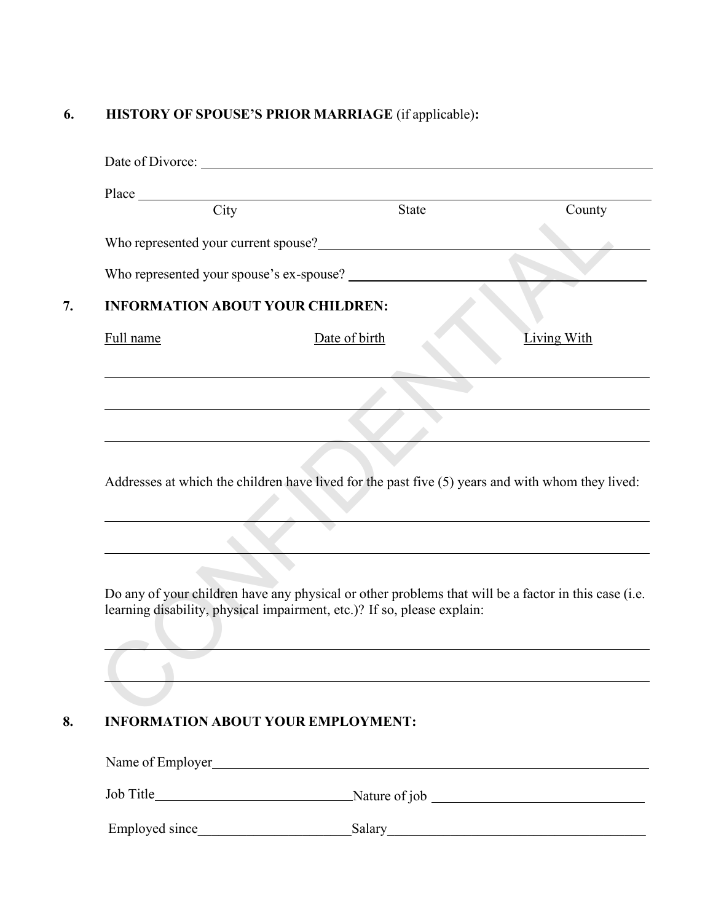## 6. HISTORY OF SPOUSE'S PRIOR MARRIAGE (if applicable):

Date of Divorce: ____________________________________________

Place ____________________________________________

City State County

Who represented your current spouse? ____________________________________________

Who represented your spouse's ex-spouse? ____________________________________________

## 7. INFORMATION ABOUT YOUR CHILDREN:

| Full name | Date of birth | Living With |
| --- | --- | --- |
| | | |
| | | |
| | | |

Addresses at which the children have lived for the past five (5) years and with whom they lived:

____________________________________________

____________________________________________

Do any of your children have any physical or other problems that will be a factor in this case (i.e. learning disability, physical impairment, etc.)? If so, please explain:

____________________________________________

____________________________________________

## 8. INFORMATION ABOUT YOUR EMPLOYMENT:

Name of Employer ____________________________________________

Job Title ______________________ Nature of job ______________________

Employed since ______________________ Salary ______________________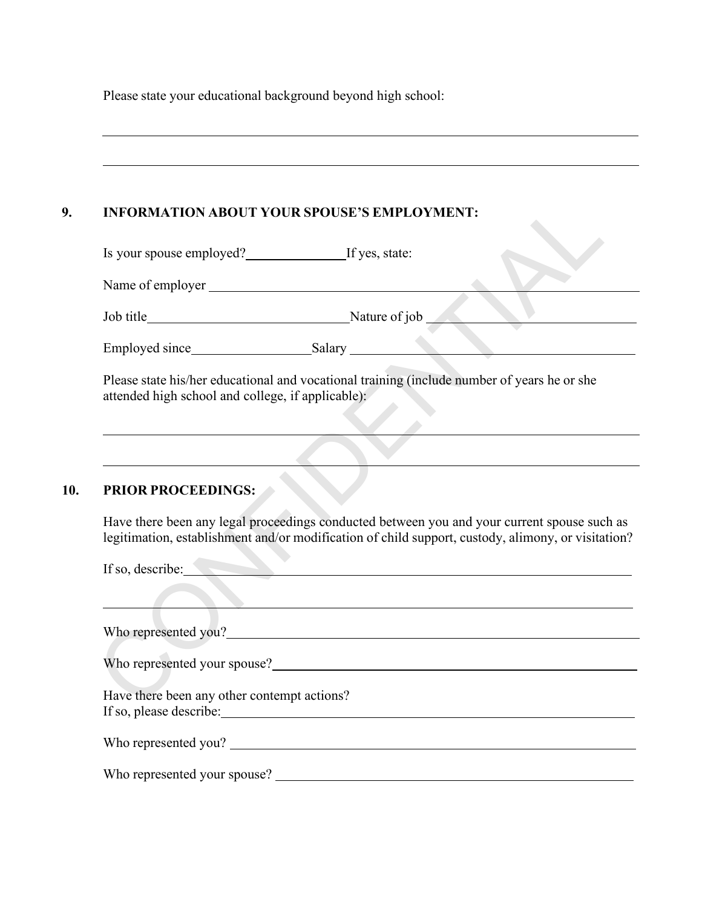Please state your educational background beyond high school:

______________________________________________________________________

______________________________________________________________________

## 9. INFORMATION ABOUT YOUR SPOUSE'S EMPLOYMENT:

Is your spouse employed?______________ If yes, state:

Name of employer ______________________________________________________

Job title______________________________ Nature of job ______________________________

Employed since_________________ Salary ________________________________________

Please state his/her educational and vocational training (include number of years he or she attended high school and college, if applicable):

______________________________________________________________________

______________________________________________________________________

## 10. PRIOR PROCEEDINGS:

Have there been any legal proceedings conducted between you and your current spouse such as legitimation, establishment and/or modification of child support, custody, alimony, or visitation?

If so, describe:_______________________________________________________

______________________________________________________________________

Who represented you?__________________________________________________

Who represented your spouse?___________________________________________

Have there been any other contempt actions?
If so, please describe:__________________________________________________

Who represented you? _________________________________________________

Who represented your spouse? __________________________________________

CONFIDENTIAL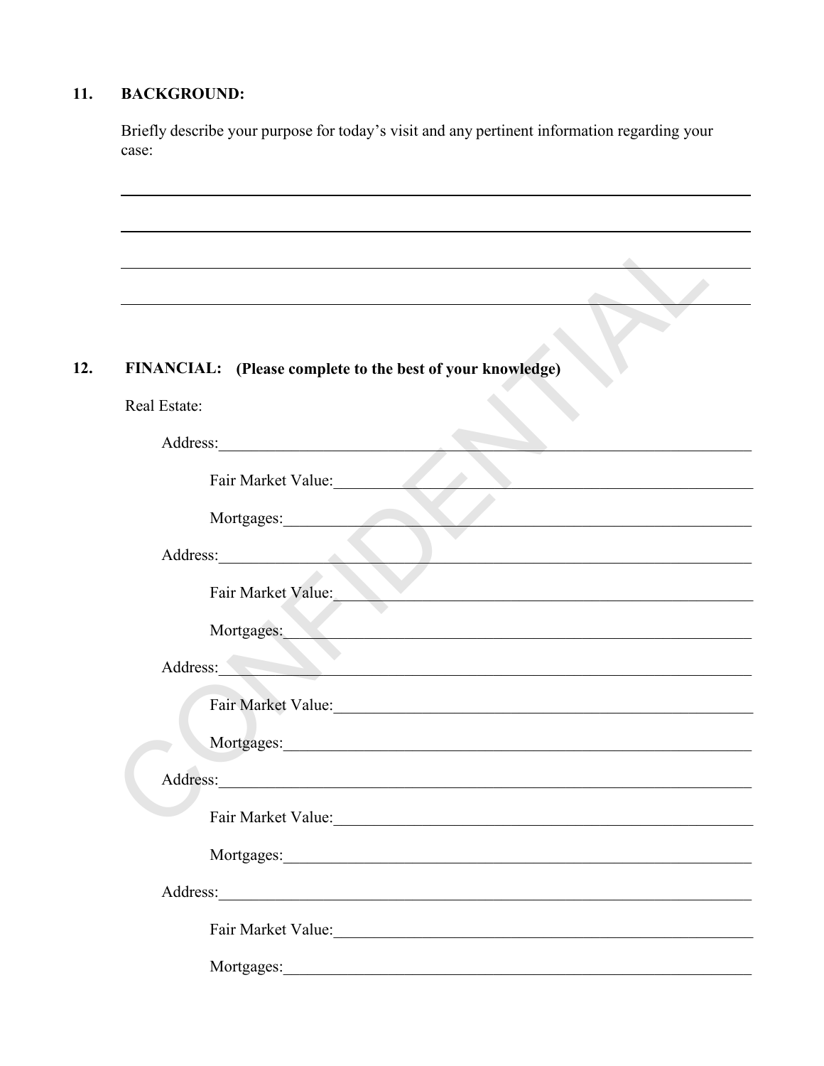## 11. BACKGROUND:

Briefly describe your purpose for today's visit and any pertinent information regarding your case:

______________________________________________________________________________

______________________________________________________________________________

______________________________________________________________________________

______________________________________________________________________________

## 12. FINANCIAL: (Please complete to the best of your knowledge)

Real Estate:

Address:______________________________________________________________

Fair Market Value:_____________________________________________________

Mortgages:___________________________________________________________

Address:______________________________________________________________

Fair Market Value:_____________________________________________________

Mortgages:___________________________________________________________

Address:______________________________________________________________

Fair Market Value:_____________________________________________________

Mortgages:___________________________________________________________

Address:______________________________________________________________

Fair Market Value:_____________________________________________________

Mortgages:___________________________________________________________

Address:______________________________________________________________

Fair Market Value:_____________________________________________________

Mortgages:___________________________________________________________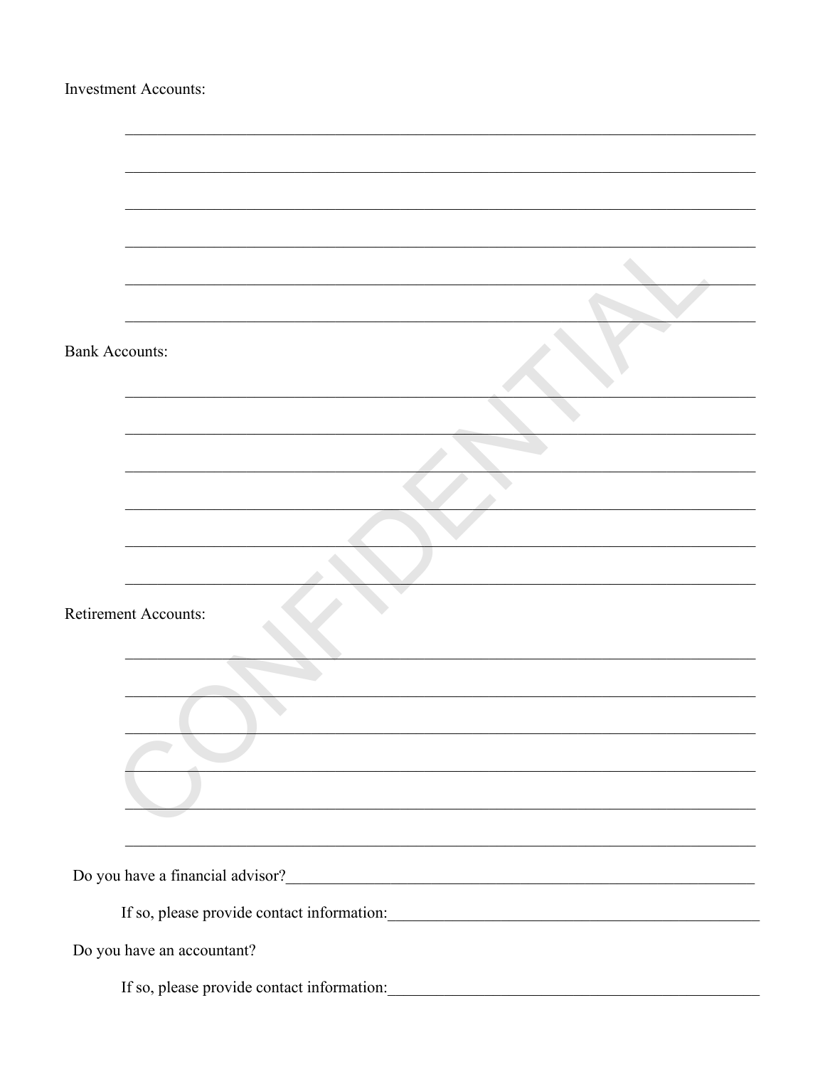Investment Accounts:

\_\_\_\_\_\_\_\_\_\_\_\_\_\_\_\_\_\_\_\_\_\_\_\_\_\_\_\_\_\_\_\_\_\_\_\_\_\_\_\_\_\_\_\_\_\_\_\_\_\_\_\_\_\_\_\_\_\_\_\_\_\_\_\_\_\_\_\_\_\_\_\_

\_\_\_\_\_\_\_\_\_\_\_\_\_\_\_\_\_\_\_\_\_\_\_\_\_\_\_\_\_\_\_\_\_\_\_\_\_\_\_\_\_\_\_\_\_\_\_\_\_\_\_\_\_\_\_\_\_\_\_\_\_\_\_\_\_\_\_\_\_\_\_\_

\_\_\_\_\_\_\_\_\_\_\_\_\_\_\_\_\_\_\_\_\_\_\_\_\_\_\_\_\_\_\_\_\_\_\_\_\_\_\_\_\_\_\_\_\_\_\_\_\_\_\_\_\_\_\_\_\_\_\_\_\_\_\_\_\_\_\_\_\_\_\_\_

\_\_\_\_\_\_\_\_\_\_\_\_\_\_\_\_\_\_\_\_\_\_\_\_\_\_\_\_\_\_\_\_\_\_\_\_\_\_\_\_\_\_\_\_\_\_\_\_\_\_\_\_\_\_\_\_\_\_\_\_\_\_\_\_\_\_\_\_\_\_\_\_

\_\_\_\_\_\_\_\_\_\_\_\_\_\_\_\_\_\_\_\_\_\_\_\_\_\_\_\_\_\_\_\_\_\_\_\_\_\_\_\_\_\_\_\_\_\_\_\_\_\_\_\_\_\_\_\_\_\_\_\_\_\_\_\_\_\_\_\_\_\_\_\_

\_\_\_\_\_\_\_\_\_\_\_\_\_\_\_\_\_\_\_\_\_\_\_\_\_\_\_\_\_\_\_\_\_\_\_\_\_\_\_\_\_\_\_\_\_\_\_\_\_\_\_\_\_\_\_\_\_\_\_\_\_\_\_\_\_\_\_\_\_\_\_\_

Bank Accounts:

\_\_\_\_\_\_\_\_\_\_\_\_\_\_\_\_\_\_\_\_\_\_\_\_\_\_\_\_\_\_\_\_\_\_\_\_\_\_\_\_\_\_\_\_\_\_\_\_\_\_\_\_\_\_\_\_\_\_\_\_\_\_\_\_\_\_\_\_\_\_\_\_

\_\_\_\_\_\_\_\_\_\_\_\_\_\_\_\_\_\_\_\_\_\_\_\_\_\_\_\_\_\_\_\_\_\_\_\_\_\_\_\_\_\_\_\_\_\_\_\_\_\_\_\_\_\_\_\_\_\_\_\_\_\_\_\_\_\_\_\_\_\_\_\_

\_\_\_\_\_\_\_\_\_\_\_\_\_\_\_\_\_\_\_\_\_\_\_\_\_\_\_\_\_\_\_\_\_\_\_\_\_\_\_\_\_\_\_\_\_\_\_\_\_\_\_\_\_\_\_\_\_\_\_\_\_\_\_\_\_\_\_\_\_\_\_\_

\_\_\_\_\_\_\_\_\_\_\_\_\_\_\_\_\_\_\_\_\_\_\_\_\_\_\_\_\_\_\_\_\_\_\_\_\_\_\_\_\_\_\_\_\_\_\_\_\_\_\_\_\_\_\_\_\_\_\_\_\_\_\_\_\_\_\_\_\_\_\_\_

\_\_\_\_\_\_\_\_\_\_\_\_\_\_\_\_\_\_\_\_\_\_\_\_\_\_\_\_\_\_\_\_\_\_\_\_\_\_\_\_\_\_\_\_\_\_\_\_\_\_\_\_\_\_\_\_\_\_\_\_\_\_\_\_\_\_\_\_\_\_\_\_

\_\_\_\_\_\_\_\_\_\_\_\_\_\_\_\_\_\_\_\_\_\_\_\_\_\_\_\_\_\_\_\_\_\_\_\_\_\_\_\_\_\_\_\_\_\_\_\_\_\_\_\_\_\_\_\_\_\_\_\_\_\_\_\_\_\_\_\_\_\_\_\_

Retirement Accounts:

\_\_\_\_\_\_\_\_\_\_\_\_\_\_\_\_\_\_\_\_\_\_\_\_\_\_\_\_\_\_\_\_\_\_\_\_\_\_\_\_\_\_\_\_\_\_\_\_\_\_\_\_\_\_\_\_\_\_\_\_\_\_\_\_\_\_\_\_\_\_\_\_

\_\_\_\_\_\_\_\_\_\_\_\_\_\_\_\_\_\_\_\_\_\_\_\_\_\_\_\_\_\_\_\_\_\_\_\_\_\_\_\_\_\_\_\_\_\_\_\_\_\_\_\_\_\_\_\_\_\_\_\_\_\_\_\_\_\_\_\_\_\_\_\_

\_\_\_\_\_\_\_\_\_\_\_\_\_\_\_\_\_\_\_\_\_\_\_\_\_\_\_\_\_\_\_\_\_\_\_\_\_\_\_\_\_\_\_\_\_\_\_\_\_\_\_\_\_\_\_\_\_\_\_\_\_\_\_\_\_\_\_\_\_\_\_\_

\_\_\_\_\_\_\_\_\_\_\_\_\_\_\_\_\_\_\_\_\_\_\_\_\_\_\_\_\_\_\_\_\_\_\_\_\_\_\_\_\_\_\_\_\_\_\_\_\_\_\_\_\_\_\_\_\_\_\_\_\_\_\_\_\_\_\_\_\_\_\_\_

\_\_\_\_\_\_\_\_\_\_\_\_\_\_\_\_\_\_\_\_\_\_\_\_\_\_\_\_\_\_\_\_\_\_\_\_\_\_\_\_\_\_\_\_\_\_\_\_\_\_\_\_\_\_\_\_\_\_\_\_\_\_\_\_\_\_\_\_\_\_\_\_

\_\_\_\_\_\_\_\_\_\_\_\_\_\_\_\_\_\_\_\_\_\_\_\_\_\_\_\_\_\_\_\_\_\_\_\_\_\_\_\_\_\_\_\_\_\_\_\_\_\_\_\_\_\_\_\_\_\_\_\_\_\_\_\_\_\_\_\_\_\_\_\_

Do you have a financial advisor?\_\_\_\_\_\_\_\_\_\_\_\_\_\_\_\_\_\_\_\_\_\_\_\_\_\_\_\_\_\_\_\_\_\_\_\_\_\_\_\_\_\_\_\_\_\_\_\_

If so, please provide contact information:\_\_\_\_\_\_\_\_\_\_\_\_\_\_\_\_\_\_\_\_\_\_\_\_\_\_\_\_\_\_\_\_\_\_\_\_\_\_\_\_

Do you have an accountant?

If so, please provide contact information:\_\_\_\_\_\_\_\_\_\_\_\_\_\_\_\_\_\_\_\_\_\_\_\_\_\_\_\_\_\_\_\_\_\_\_\_\_\_\_\_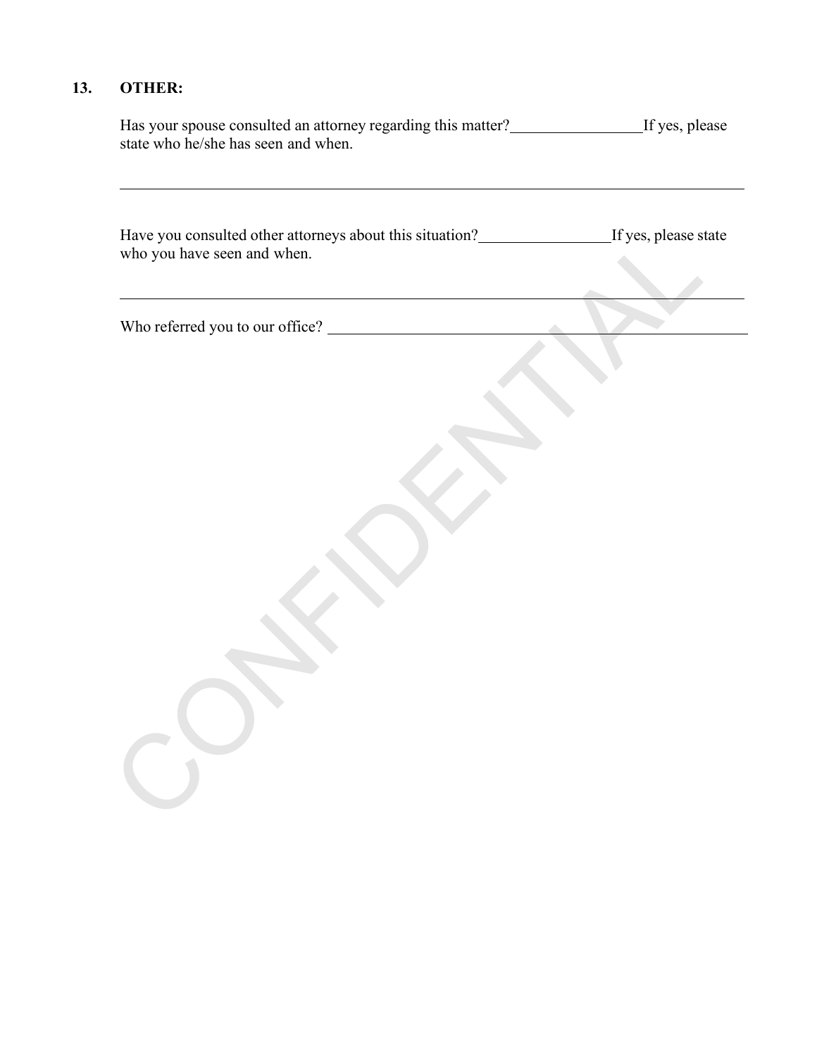## 13. OTHER:

Has your spouse consulted an attorney regarding this matter?_________________ If yes, please state who he/she has seen and when.

_______________________________________________________________________________

Have you consulted other attorneys about this situation?_________________ If yes, please state who you have seen and when.

_______________________________________________________________________________

Who referred you to our office? ___________________________________________________

CONFIDENTIAL